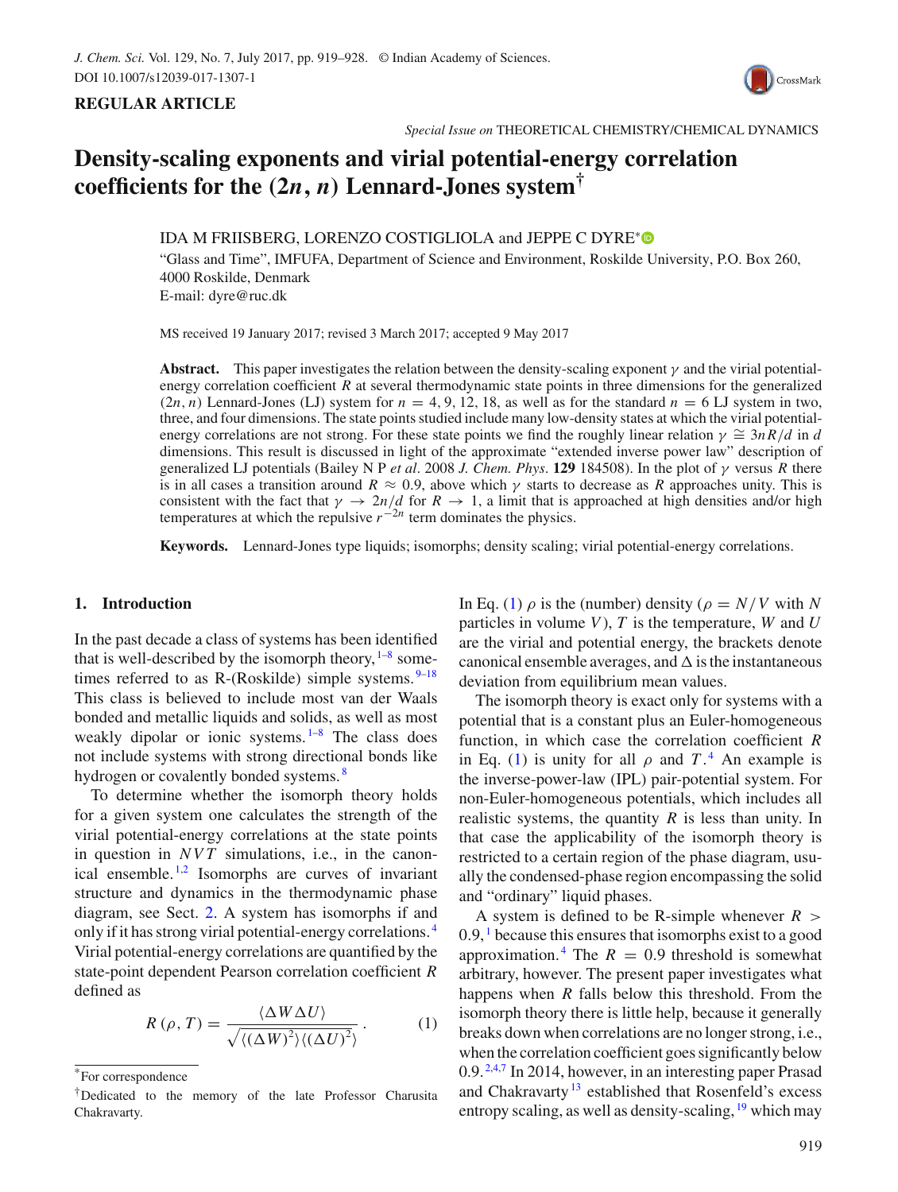REGULAR ARTICLE

*Special Issue on* THEORETICAL CHEMISTRY/CHEMICAL DYNAMICS

# Density-scaling exponents and virial potential-energy correlation coefficients for the $(2n, n)$ Lennard-Jones system†

IDA M FRIISBERG, LORENZO COSTIGLIOLA and JEPPE C DYRE*

"Glass and Time", IMFUFA, Department of Science and Environment, Roskilde University, P.O. Box 260, 4000 Roskilde, Denmark
E-mail: dyre@ruc.dk

MS received 19 January 2017; revised 3 March 2017; accepted 9 May 2017

**Abstract.** This paper investigates the relation between the density-scaling exponent $\gamma$ and the virial potential-energy correlation coefficient $R$ at several thermodynamic state points in three dimensions for the generalized $(2n, n)$ Lennard-Jones (LJ) system for $n = 4, 9, 12, 18$, as well as for the standard $n = 6$ LJ system in two, three, and four dimensions. The state points studied include many low-density states at which the virial potential-energy correlations are not strong. For these state points we find the roughly linear relation $\gamma \cong 3nR/d$ in $d$ dimensions. This result is discussed in light of the approximate "extended inverse power law" description of generalized LJ potentials (Bailey N P *et al*. 2008 *J. Chem. Phys*. **129** 184508). In the plot of $\gamma$ versus $R$ there is in all cases a transition around $R \approx 0.9$, above which $\gamma$ starts to decrease as $R$ approaches unity. This is consistent with the fact that $\gamma \to 2n/d$ for $R \to 1$, a limit that is approached at high densities and/or high temperatures at which the repulsive $r^{-2n}$ term dominates the physics.

**Keywords.** Lennard-Jones type liquids; isomorphs; density scaling; virial potential-energy correlations.

## 1. Introduction

In the past decade a class of systems has been identified that is well-described by the isomorph theory,[1–8] sometimes referred to as R-(Roskilde) simple systems.[9–18] This class is believed to include most van der Waals bonded and metallic liquids and solids, as well as most weakly dipolar or ionic systems.[1–8] The class does not include systems with strong directional bonds like hydrogen or covalently bonded systems.[8]

To determine whether the isomorph theory holds for a given system one calculates the strength of the virial potential-energy correlations at the state points in question in $NVT$ simulations, i.e., in the canonical ensemble.[1,2] Isomorphs are curves of invariant structure and dynamics in the thermodynamic phase diagram, see Sect. 2. A system has isomorphs if and only if it has strong virial potential-energy correlations.[4] Virial potential-energy correlations are quantified by the state-point dependent Pearson correlation coefficient $R$ defined as

$$R(\rho, T) = \frac{\langle \Delta W \Delta U \rangle}{\sqrt{\langle (\Delta W)^2 \rangle \langle (\Delta U)^2 \rangle}}. \tag{1}$$

In Eq. (1) $\rho$ is the (number) density ($\rho = N/V$ with $N$ particles in volume $V$), $T$ is the temperature, $W$ and $U$ are the virial and potential energy, the brackets denote canonical ensemble averages, and $\Delta$ is the instantaneous deviation from equilibrium mean values.

The isomorph theory is exact only for systems with a potential that is a constant plus an Euler-homogeneous function, in which case the correlation coefficient $R$ in Eq. (1) is unity for all $\rho$ and $T$.[4] An example is the inverse-power-law (IPL) pair-potential system. For non-Euler-homogeneous potentials, which includes all realistic systems, the quantity $R$ is less than unity. In that case the applicability of the isomorph theory is restricted to a certain region of the phase diagram, usually the condensed-phase region encompassing the solid and "ordinary" liquid phases.

A system is defined to be R-simple whenever $R > 0.9$,[1] because this ensures that isomorphs exist to a good approximation.[4] The $R = 0.9$ threshold is somewhat arbitrary, however. The present paper investigates what happens when $R$ falls below this threshold. From the isomorph theory there is little help, because it generally breaks down when correlations are no longer strong, i.e., when the correlation coefficient goes significantly below 0.9.[2,4,7] In 2014, however, in an interesting paper Prasad and Chakravarty[13] established that Rosenfeld's excess entropy scaling, as well as density-scaling,[19] which may

*For correspondence

†Dedicated to the memory of the late Professor Charusita Chakravarty.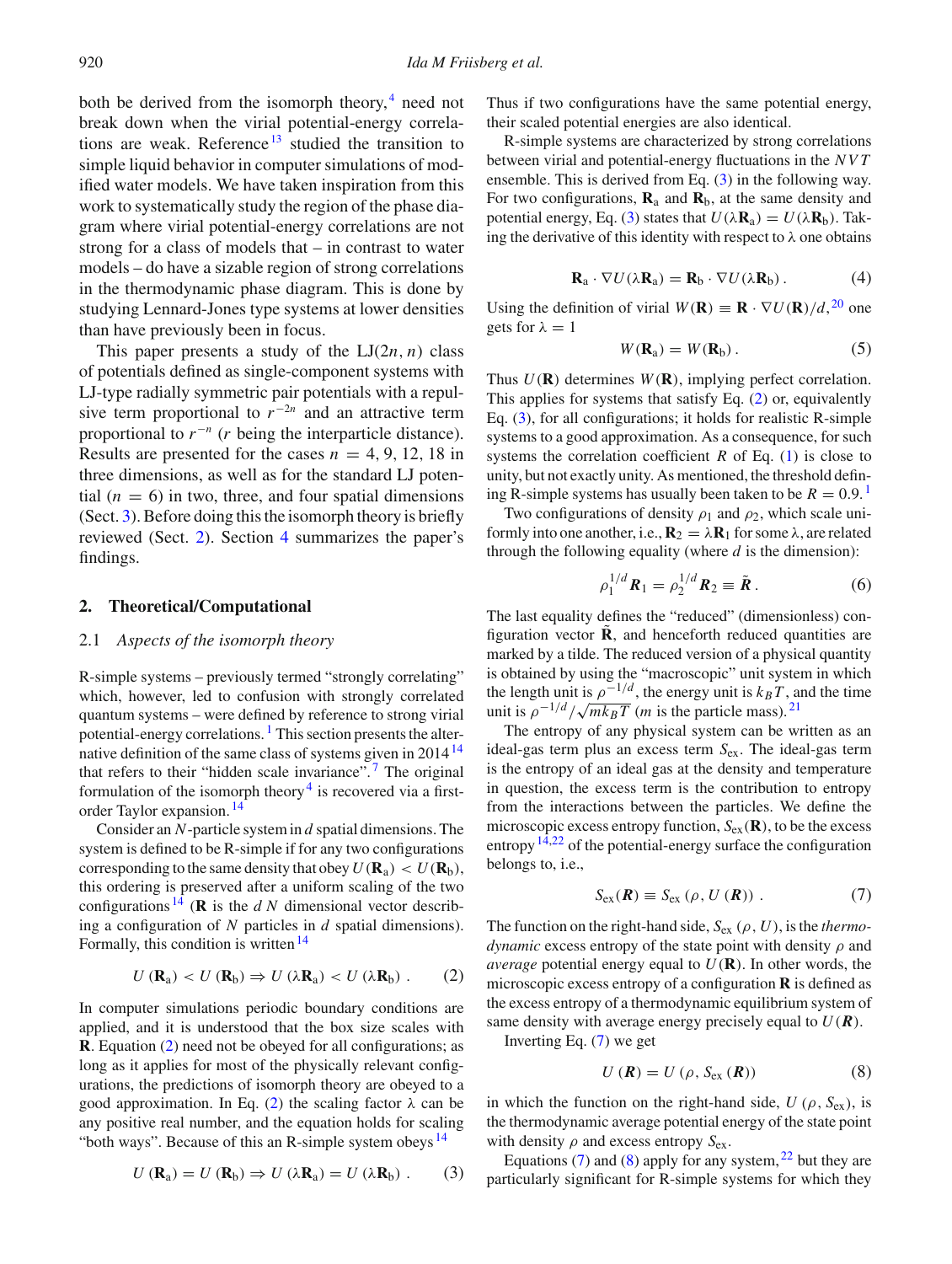both be derived from the isomorph theory,[4] need not break down when the virial potential-energy correlations are weak. Reference[13] studied the transition to simple liquid behavior in computer simulations of modified water models. We have taken inspiration from this work to systematically study the region of the phase diagram where virial potential-energy correlations are not strong for a class of models that – in contrast to water models – do have a sizable region of strong correlations in the thermodynamic phase diagram. This is done by studying Lennard-Jones type systems at lower densities than have previously been in focus.

This paper presents a study of the LJ$(2n, n)$ class of potentials defined as single-component systems with LJ-type radially symmetric pair potentials with a repulsive term proportional to $r^{-2n}$ and an attractive term proportional to $r^{-n}$ ($r$ being the interparticle distance). Results are presented for the cases $n = 4, 9, 12, 18$ in three dimensions, as well as for the standard LJ potential ($n = 6$) in two, three, and four spatial dimensions (Sect. 3). Before doing this the isomorph theory is briefly reviewed (Sect. 2). Section 4 summarizes the paper's findings.

## 2. Theoretical/Computational

### 2.1 *Aspects of the isomorph theory*

R-simple systems – previously termed "strongly correlating" which, however, led to confusion with strongly correlated quantum systems – were defined by reference to strong virial potential-energy correlations.[1] This section presents the alternative definition of the same class of systems given in 2014[14] that refers to their "hidden scale invariance".[7] The original formulation of the isomorph theory[4] is recovered via a first-order Taylor expansion.[14]

Consider an $N$-particle system in $d$ spatial dimensions. The system is defined to be R-simple if for any two configurations corresponding to the same density that obey $U(\mathbf{R}_a) < U(\mathbf{R}_b)$, this ordering is preserved after a uniform scaling of the two configurations[14] ($\mathbf{R}$ is the $dN$ dimensional vector describing a configuration of $N$ particles in $d$ spatial dimensions). Formally, this condition is written[14]

$$U(\mathbf{R}_a) < U(\mathbf{R}_b) \Rightarrow U(\lambda\mathbf{R}_a) < U(\lambda\mathbf{R}_b)\,. \tag{2}$$

In computer simulations periodic boundary conditions are applied, and it is understood that the box size scales with $\mathbf{R}$. Equation (2) need not be obeyed for all configurations; as long as it applies for most of the physically relevant configurations, the predictions of isomorph theory are obeyed to a good approximation. In Eq. (2) the scaling factor $\lambda$ can be any positive real number, and the equation holds for scaling "both ways". Because of this an R-simple system obeys[14]

$$U(\mathbf{R}_a) = U(\mathbf{R}_b) \Rightarrow U(\lambda\mathbf{R}_a) = U(\lambda\mathbf{R}_b)\,. \tag{3}$$

Thus if two configurations have the same potential energy, their scaled potential energies are also identical.

R-simple systems are characterized by strong correlations between virial and potential-energy fluctuations in the $NVT$ ensemble. This is derived from Eq. (3) in the following way. For two configurations, $\mathbf{R}_a$ and $\mathbf{R}_b$, at the same density and potential energy, Eq. (3) states that $U(\lambda\mathbf{R}_a) = U(\lambda\mathbf{R}_b)$. Taking the derivative of this identity with respect to $\lambda$ one obtains

$$\mathbf{R}_a \cdot \nabla U(\lambda\mathbf{R}_a) = \mathbf{R}_b \cdot \nabla U(\lambda\mathbf{R}_b)\,. \tag{4}$$

Using the definition of virial $W(\mathbf{R}) \equiv \mathbf{R} \cdot \nabla U(\mathbf{R})/d$,[20] one gets for $\lambda = 1$

$$W(\mathbf{R}_a) = W(\mathbf{R}_b)\,. \tag{5}$$

Thus $U(\mathbf{R})$ determines $W(\mathbf{R})$, implying perfect correlation. This applies for systems that satisfy Eq. (2) or, equivalently Eq. (3), for all configurations; it holds for realistic R-simple systems to a good approximation. As a consequence, for such systems the correlation coefficient $R$ of Eq. (1) is close to unity, but not exactly unity. As mentioned, the threshold defining R-simple systems has usually been taken to be $R = 0.9$.[1]

Two configurations of density $\rho_1$ and $\rho_2$, which scale uniformly into one another, i.e., $\mathbf{R}_2 = \lambda\mathbf{R}_1$ for some $\lambda$, are related through the following equality (where $d$ is the dimension):

$$\rho_1^{1/d}\boldsymbol{R}_1 = \rho_2^{1/d}\boldsymbol{R}_2 \equiv \tilde{\boldsymbol{R}}\,. \tag{6}$$

The last equality defines the "reduced" (dimensionless) configuration vector $\tilde{\mathbf{R}}$, and henceforth reduced quantities are marked by a tilde. The reduced version of a physical quantity is obtained by using the "macroscopic" unit system in which the length unit is $\rho^{-1/d}$, the energy unit is $k_BT$, and the time unit is $\rho^{-1/d}/\sqrt{mk_BT}$ ($m$ is the particle mass).[21]

The entropy of any physical system can be written as an ideal-gas term plus an excess term $S_{\text{ex}}$. The ideal-gas term is the entropy of an ideal gas at the density and temperature in question, the excess term is the contribution to entropy from the interactions between the particles. We define the microscopic excess entropy function, $S_{\text{ex}}(\mathbf{R})$, to be the excess entropy[14,22] of the potential-energy surface the configuration belongs to, i.e.,

$$S_{\text{ex}}(\boldsymbol{R}) \equiv S_{\text{ex}}\left(\rho, U\left(\boldsymbol{R}\right)\right)\,. \tag{7}$$

The function on the right-hand side, $S_{\text{ex}}(\rho, U)$, is the *thermodynamic* excess entropy of the state point with density $\rho$ and *average* potential energy equal to $U(\mathbf{R})$. In other words, the microscopic excess entropy of a configuration $\mathbf{R}$ is defined as the excess entropy of a thermodynamic equilibrium system of same density with average energy precisely equal to $U(\boldsymbol{R})$.

Inverting Eq. (7) we get

$$U\left(\boldsymbol{R}\right) = U\left(\rho, S_{\text{ex}}\left(\boldsymbol{R}\right)\right) \tag{8}$$

in which the function on the right-hand side, $U(\rho, S_{\text{ex}})$, is the thermodynamic average potential energy of the state point with density $\rho$ and excess entropy $S_{\text{ex}}$.

Equations (7) and (8) apply for any system,[22] but they are particularly significant for R-simple systems for which they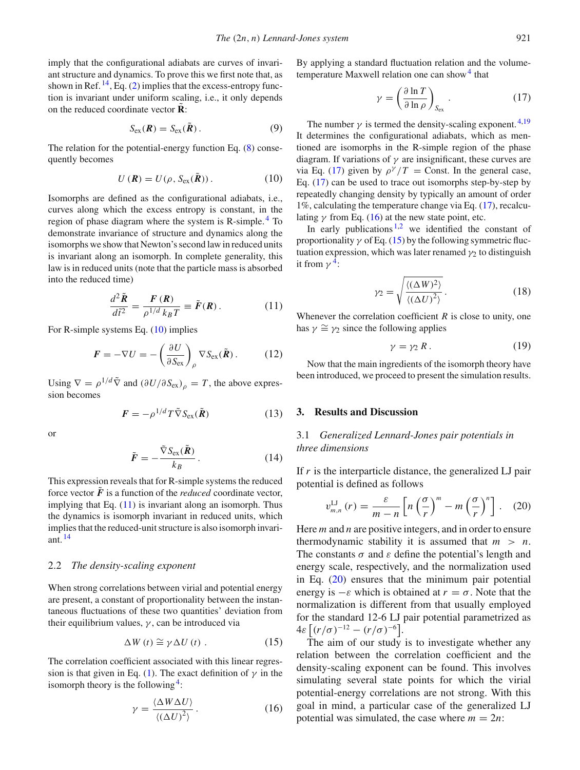imply that the configurational adiabats are curves of invariant structure and dynamics. To prove this we first note that, as shown in Ref.[14], Eq. (2) implies that the excess-entropy function is invariant under uniform scaling, i.e., it only depends on the reduced coordinate vector $\tilde{\boldsymbol{R}}$:

$$S_{\rm ex}(\boldsymbol{R}) = S_{\rm ex}(\tilde{\boldsymbol{R}})\,. \tag{9}$$

The relation for the potential-energy function Eq. (8) consequently becomes

$$U(\boldsymbol{R}) = U(\rho, S_{\rm ex}(\tilde{\boldsymbol{R}}))\,. \tag{10}$$

Isomorphs are defined as the configurational adiabats, i.e., curves along which the excess entropy is constant, in the region of phase diagram where the system is R-simple.[4] To demonstrate invariance of structure and dynamics along the isomorphs we show that Newton's second law in reduced units is invariant along an isomorph. In complete generality, this law is in reduced units (note that the particle mass is absorbed into the reduced time)

$$\frac{d^2\tilde{\boldsymbol{R}}}{d\tilde{t}^2} = \frac{\boldsymbol{F}(\boldsymbol{R})}{\rho^{1/d}k_BT} \equiv \tilde{\boldsymbol{F}}(\boldsymbol{R})\,. \tag{11}$$

For R-simple systems Eq. (10) implies

$$\boldsymbol{F} = -\nabla U = -\left(\frac{\partial U}{\partial S_{\rm ex}}\right)_\rho \nabla S_{\rm ex}(\tilde{\boldsymbol{R}})\,. \tag{12}$$

Using $\nabla = \rho^{1/d}\tilde{\nabla}$ and $(\partial U/\partial S_{\rm ex})_\rho = T$, the above expression becomes

$$\boldsymbol{F} = -\rho^{1/d}T\tilde{\nabla}S_{\rm ex}(\tilde{\boldsymbol{R}}) \tag{13}$$

or

$$\tilde{\boldsymbol{F}} = -\frac{\tilde{\nabla}S_{\rm ex}(\tilde{\boldsymbol{R}})}{k_B}\,. \tag{14}$$

This expression reveals that for R-simple systems the reduced force vector $\tilde{\boldsymbol{F}}$ is a function of the *reduced* coordinate vector, implying that Eq. (11) is invariant along an isomorph. Thus the dynamics is isomorph invariant in reduced units, which implies that the reduced-unit structure is also isomorph invariant.[14]

### 2.2 *The density-scaling exponent*

When strong correlations between virial and potential energy are present, a constant of proportionality between the instantaneous fluctuations of these two quantities' deviation from their equilibrium values, $\gamma$, can be introduced via

$$\Delta W(t) \cong \gamma\,\Delta U(t)\,. \tag{15}$$

The correlation coefficient associated with this linear regression is that given in Eq. (1). The exact definition of $\gamma$ in the isomorph theory is the following[4]:

$$\gamma = \frac{\langle \Delta W \Delta U\rangle}{\langle(\Delta U)^2\rangle}\,. \tag{16}$$

By applying a standard fluctuation relation and the volume-temperature Maxwell relation one can show[4] that

$$\gamma = \left(\frac{\partial \ln T}{\partial \ln \rho}\right)_{S_{\rm ex}}\,. \tag{17}$$

The number $\gamma$ is termed the density-scaling exponent.[4,19] It determines the configurational adiabats, which as mentioned are isomorphs in the R-simple region of the phase diagram. If variations of $\gamma$ are insignificant, these curves are via Eq. (17) given by $\rho^\gamma/T$ = Const. In the general case, Eq. (17) can be used to trace out isomorphs step-by-step by repeatedly changing density by typically an amount of order 1%, calculating the temperature change via Eq. (17), recalculating $\gamma$ from Eq. (16) at the new state point, etc.

In early publications[1,2] we identified the constant of proportionality $\gamma$ of Eq. (15) by the following symmetric fluctuation expression, which was later renamed $\gamma_2$ to distinguish it from $\gamma$[4]:

$$\gamma_2 = \sqrt{\frac{\langle(\Delta W)^2\rangle}{\langle(\Delta U)^2\rangle}}\,. \tag{18}$$

Whenever the correlation coefficient $R$ is close to unity, one has $\gamma \cong \gamma_2$ since the following applies

$$\gamma = \gamma_2\,R\,. \tag{19}$$

Now that the main ingredients of the isomorph theory have been introduced, we proceed to present the simulation results.

## 3. Results and Discussion

### 3.1 *Generalized Lennard-Jones pair potentials in three dimensions*

If $r$ is the interparticle distance, the generalized LJ pair potential is defined as follows

$$v^{\rm LJ}_{m,n}(r) = \frac{\varepsilon}{m-n}\left[n\left(\frac{\sigma}{r}\right)^m - m\left(\frac{\sigma}{r}\right)^n\right]. \tag{20}$$

Here $m$ and $n$ are positive integers, and in order to ensure thermodynamic stability it is assumed that $m > n$. The constants $\sigma$ and $\varepsilon$ define the potential's length and energy scale, respectively, and the normalization used in Eq. (20) ensures that the minimum pair potential energy is $-\varepsilon$ which is obtained at $r = \sigma$. Note that the normalization is different from that usually employed for the standard 12-6 LJ pair potential parametrized as $4\varepsilon\left[(r/\sigma)^{-12} - (r/\sigma)^{-6}\right]$.

The aim of our study is to investigate whether any relation between the correlation coefficient and the density-scaling exponent can be found. This involves simulating several state points for which the virial potential-energy correlations are not strong. With this goal in mind, a particular case of the generalized LJ potential was simulated, the case where $m = 2n$: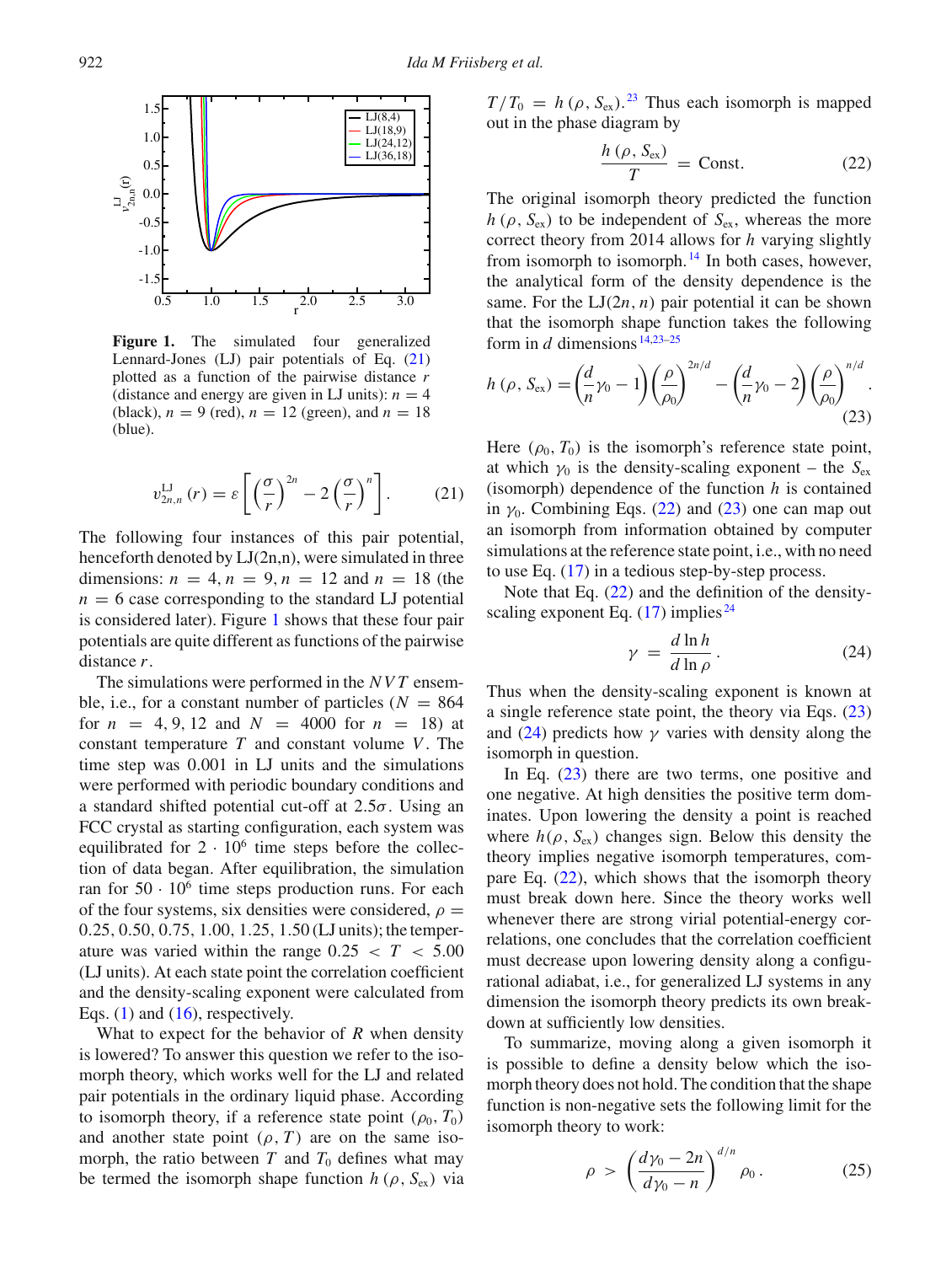**Figure 1.** The simulated four generalized Lennard-Jones (LJ) pair potentials of Eq. (21) plotted as a function of the pairwise distance $r$ (distance and energy are given in LJ units): $n = 4$ (black), $n = 9$ (red), $n = 12$ (green), and $n = 18$ (blue).

$$v_{2n,n}^{\mathrm{LJ}}(r) = \varepsilon\left[\left(\frac{\sigma}{r}\right)^{2n} - 2\left(\frac{\sigma}{r}\right)^{n}\right]. \tag{21}$$

The following four instances of this pair potential, henceforth denoted by LJ(2n,n), were simulated in three dimensions: $n = 4$, $n = 9$, $n = 12$ and $n = 18$ (the $n = 6$ case corresponding to the standard LJ potential is considered later). Figure 1 shows that these four pair potentials are quite different as functions of the pairwise distance $r$.

The simulations were performed in the $NVT$ ensemble, i.e., for a constant number of particles ($N = 864$ for $n = 4, 9, 12$ and $N = 4000$ for $n = 18$) at constant temperature $T$ and constant volume $V$. The time step was 0.001 in LJ units and the simulations were performed with periodic boundary conditions and a standard shifted potential cut-off at $2.5\sigma$. Using an FCC crystal as starting configuration, each system was equilibrated for $2 \cdot 10^6$ time steps before the collection of data began. After equilibration, the simulation ran for $50 \cdot 10^6$ time steps production runs. For each of the four systems, six densities were considered, $\rho = 0.25, 0.50, 0.75, 1.00, 1.25, 1.50$ (LJ units); the temperature was varied within the range $0.25 < T < 5.00$ (LJ units). At each state point the correlation coefficient and the density-scaling exponent were calculated from Eqs. (1) and (16), respectively.

What to expect for the behavior of $R$ when density is lowered? To answer this question we refer to the isomorph theory, which works well for the LJ and related pair potentials in the ordinary liquid phase. According to isomorph theory, if a reference state point $(\rho_0, T_0)$ and another state point $(\rho, T)$ are on the same isomorph, the ratio between $T$ and $T_0$ defines what may be termed the isomorph shape function $h(\rho, S_{\mathrm{ex}})$ via $T/T_0 = h(\rho, S_{\mathrm{ex}})$.[23] Thus each isomorph is mapped out in the phase diagram by

$$\frac{h(\rho, S_{\mathrm{ex}})}{T} = \mathrm{Const.} \tag{22}$$

The original isomorph theory predicted the function $h(\rho, S_{\mathrm{ex}})$ to be independent of $S_{\mathrm{ex}}$, whereas the more correct theory from 2014 allows for $h$ varying slightly from isomorph to isomorph.[14] In both cases, however, the analytical form of the density dependence is the same. For the LJ$(2n, n)$ pair potential it can be shown that the isomorph shape function takes the following form in $d$ dimensions[14,23–25]

$$h(\rho, S_{\mathrm{ex}}) = \left(\frac{d}{n}\gamma_0 - 1\right)\left(\frac{\rho}{\rho_0}\right)^{2n/d} - \left(\frac{d}{n}\gamma_0 - 2\right)\left(\frac{\rho}{\rho_0}\right)^{n/d}. \tag{23}$$

Here $(\rho_0, T_0)$ is the isomorph's reference state point, at which $\gamma_0$ is the density-scaling exponent – the $S_{\mathrm{ex}}$ (isomorph) dependence of the function $h$ is contained in $\gamma_0$. Combining Eqs. (22) and (23) one can map out an isomorph from information obtained by computer simulations at the reference state point, i.e., with no need to use Eq. (17) in a tedious step-by-step process.

Note that Eq. (22) and the definition of the density-scaling exponent Eq. (17) implies[24]

$$\gamma = \frac{d \ln h}{d \ln \rho}. \tag{24}$$

Thus when the density-scaling exponent is known at a single reference state point, the theory via Eqs. (23) and (24) predicts how $\gamma$ varies with density along the isomorph in question.

In Eq. (23) there are two terms, one positive and one negative. At high densities the positive term dominates. Upon lowering the density a point is reached where $h(\rho, S_{\mathrm{ex}})$ changes sign. Below this density the theory implies negative isomorph temperatures, compare Eq. (22), which shows that the isomorph theory must break down here. Since the theory works well whenever there are strong virial potential-energy correlations, one concludes that the correlation coefficient must decrease upon lowering density along a configurational adiabat, i.e., for generalized LJ systems in any dimension the isomorph theory predicts its own breakdown at sufficiently low densities.

To summarize, moving along a given isomorph it is possible to define a density below which the isomorph theory does not hold. The condition that the shape function is non-negative sets the following limit for the isomorph theory to work:

$$\rho > \left(\frac{d\gamma_0 - 2n}{d\gamma_0 - n}\right)^{d/n} \rho_0. \tag{25}$$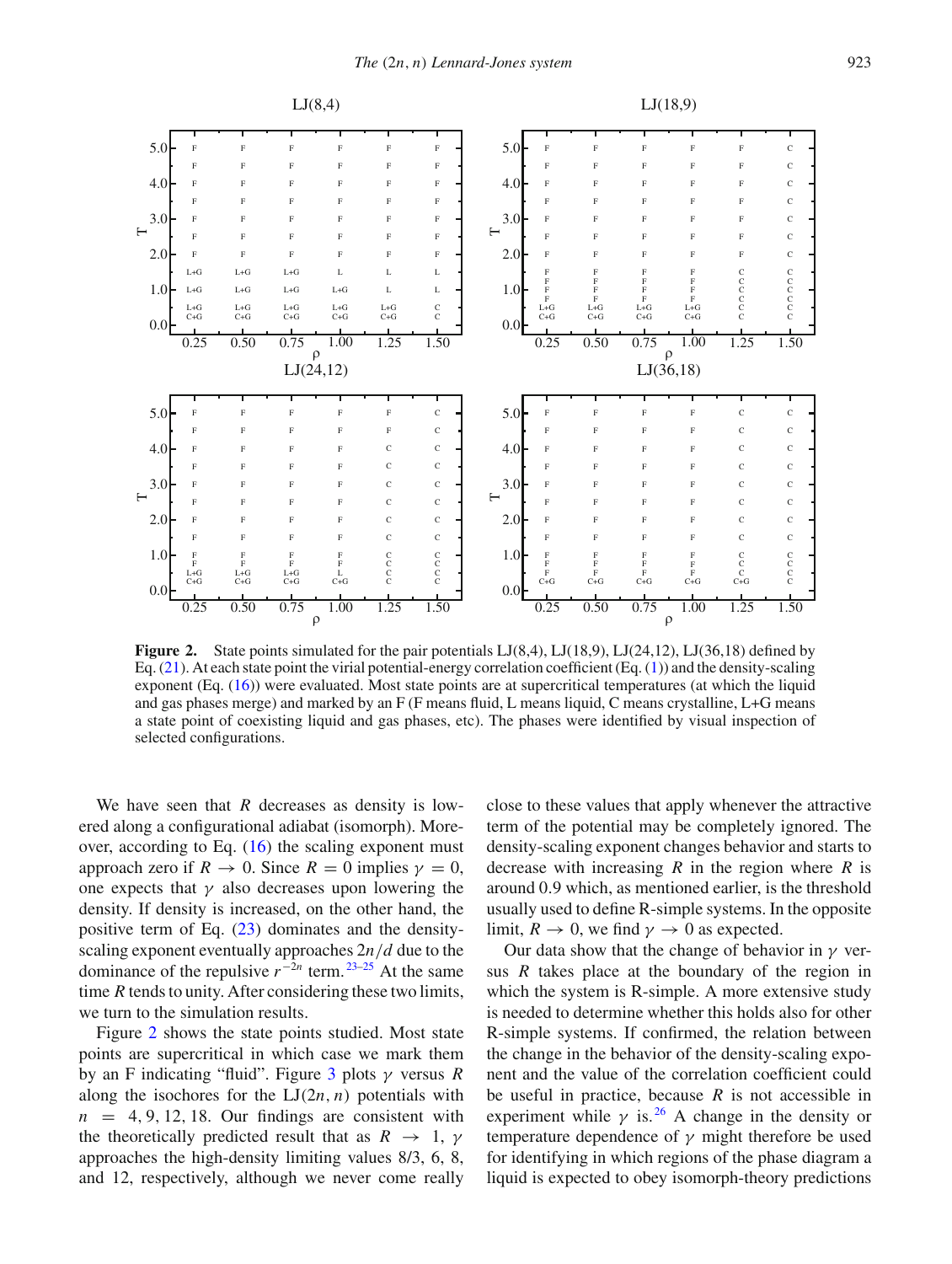Figure 2. State points simulated for the pair potentials LJ(8,4), LJ(18,9), LJ(24,12), LJ(36,18) defined by Eq. (21). At each state point the virial potential-energy correlation coefficient (Eq. (1)) and the density-scaling exponent (Eq. (16)) were evaluated. Most state points are at supercritical temperatures (at which the liquid and gas phases merge) and marked by an F (F means fluid, L means liquid, C means crystalline, L+G means a state point of coexisting liquid and gas phases, etc). The phases were identified by visual inspection of selected configurations.

We have seen that $R$ decreases as density is lowered along a configurational adiabat (isomorph). Moreover, according to Eq. (16) the scaling exponent must approach zero if $R \to 0$. Since $R = 0$ implies $\gamma = 0$, one expects that $\gamma$ also decreases upon lowering the density. If density is increased, on the other hand, the positive term of Eq. (23) dominates and the density-scaling exponent eventually approaches $2n/d$ due to the dominance of the repulsive $r^{-2n}$ term.[23–25] At the same time $R$ tends to unity. After considering these two limits, we turn to the simulation results.

Figure 2 shows the state points studied. Most state points are supercritical in which case we mark them by an F indicating "fluid". Figure 3 plots $\gamma$ versus $R$ along the isochores for the LJ$(2n, n)$ potentials with $n = 4, 9, 12, 18$. Our findings are consistent with the theoretically predicted result that as $R \to 1$, $\gamma$ approaches the high-density limiting values 8/3, 6, 8, and 12, respectively, although we never come really close to these values that apply whenever the attractive term of the potential may be completely ignored. The density-scaling exponent changes behavior and starts to decrease with increasing $R$ in the region where $R$ is around 0.9 which, as mentioned earlier, is the threshold usually used to define R-simple systems. In the opposite limit, $R \to 0$, we find $\gamma \to 0$ as expected.

Our data show that the change of behavior in $\gamma$ versus $R$ takes place at the boundary of the region in which the system is R-simple. A more extensive study is needed to determine whether this holds also for other R-simple systems. If confirmed, the relation between the change in the behavior of the density-scaling exponent and the value of the correlation coefficient could be useful in practice, because $R$ is not accessible in experiment while $\gamma$ is.[26] A change in the density or temperature dependence of $\gamma$ might therefore be used for identifying in which regions of the phase diagram a liquid is expected to obey isomorph-theory predictions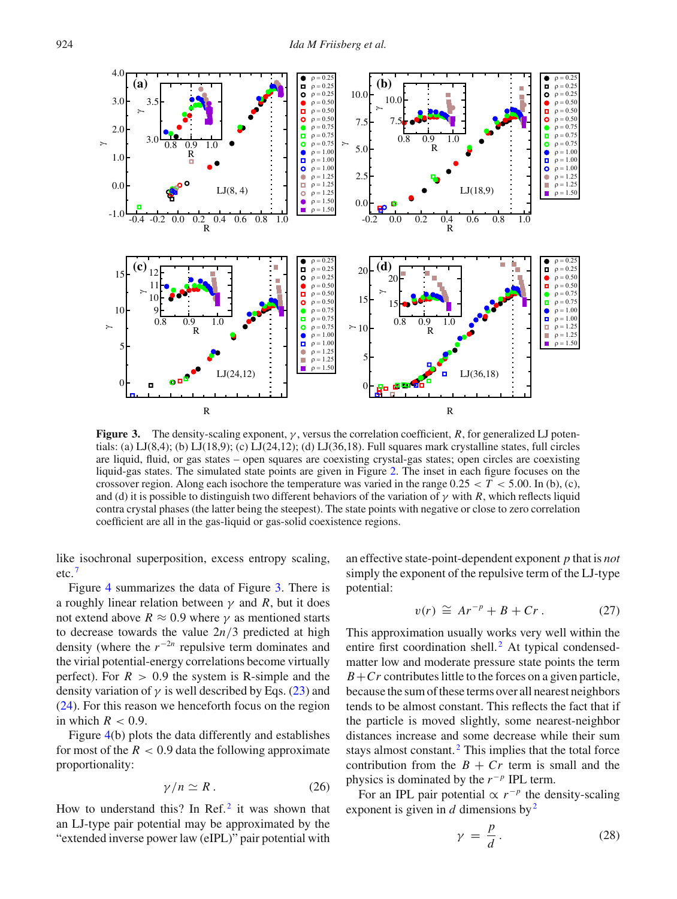**Figure 3.** The density-scaling exponent, $\gamma$, versus the correlation coefficient, $R$, for generalized LJ potentials: (a) LJ(8,4); (b) LJ(18,9); (c) LJ(24,12); (d) LJ(36,18). Full squares mark crystalline states, full circles are liquid, fluid, or gas states – open squares are coexisting crystal-gas states; open circles are coexisting liquid-gas states. The simulated state points are given in Figure 2. The inset in each figure focuses on the crossover region. Along each isochore the temperature was varied in the range $0.25 < T < 5.00$. In (b), (c), and (d) it is possible to distinguish two different behaviors of the variation of $\gamma$ with $R$, which reflects liquid contra crystal phases (the latter being the steepest). The state points with negative or close to zero correlation coefficient are all in the gas-liquid or gas-solid coexistence regions.

like isochronal superposition, excess entropy scaling, etc.[7]

Figure 4 summarizes the data of Figure 3. There is a roughly linear relation between $\gamma$ and $R$, but it does not extend above $R \approx 0.9$ where $\gamma$ as mentioned starts to decrease towards the value $2n/3$ predicted at high density (where the $r^{-2n}$ repulsive term dominates and the virial potential-energy correlations become virtually perfect). For $R > 0.9$ the system is R-simple and the density variation of $\gamma$ is well described by Eqs. (23) and (24). For this reason we henceforth focus on the region in which $R < 0.9$.

Figure 4(b) plots the data differently and establishes for most of the $R < 0.9$ data the following approximate proportionality:

$$\gamma/n \simeq R\,. \tag{26}$$

How to understand this? In Ref.[2] it was shown that an LJ-type pair potential may be approximated by the "extended inverse power law (eIPL)" pair potential with an effective state-point-dependent exponent $p$ that is *not* simply the exponent of the repulsive term of the LJ-type potential:

$$v(r) \cong Ar^{-p} + B + Cr\,. \tag{27}$$

This approximation usually works very well within the entire first coordination shell.[2] At typical condensed-matter low and moderate pressure state points the term $B+Cr$ contributes little to the forces on a given particle, because the sum of these terms over all nearest neighbors tends to be almost constant. This reflects the fact that if the particle is moved slightly, some nearest-neighbor distances increase and some decrease while their sum stays almost constant.[2] This implies that the total force contribution from the $B + Cr$ term is small and the physics is dominated by the $r^{-p}$ IPL term.

For an IPL pair potential $\propto r^{-p}$ the density-scaling exponent is given in $d$ dimensions by[2]

$$\gamma = \frac{p}{d}\,. \tag{28}$$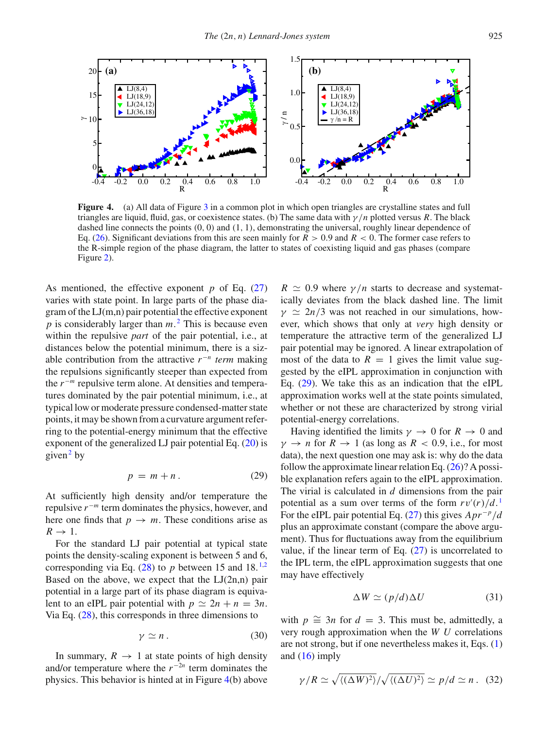**Figure 4.** (a) All data of Figure 3 in a common plot in which open triangles are crystalline states and full triangles are liquid, fluid, gas, or coexistence states. (b) The same data with $\gamma/n$ plotted versus $R$. The black dashed line connects the points (0, 0) and (1, 1), demonstrating the universal, roughly linear dependence of Eq. (26). Significant deviations from this are seen mainly for $R > 0.9$ and $R < 0$. The former case refers to the R-simple region of the phase diagram, the latter to states of coexisting liquid and gas phases (compare Figure 2).

As mentioned, the effective exponent $p$ of Eq. (27) varies with state point. In large parts of the phase diagram of the LJ(m,n) pair potential the effective exponent $p$ is considerably larger than $m$.[2] This is because even within the repulsive *part* of the pair potential, i.e., at distances below the potential minimum, there is a sizable contribution from the attractive $r^{-n}$ *term* making the repulsions significantly steeper than expected from the $r^{-m}$ repulsive term alone. At densities and temperatures dominated by the pair potential minimum, i.e., at typical low or moderate pressure condensed-matter state points, it may be shown from a curvature argument referring to the potential-energy minimum that the effective exponent of the generalized LJ pair potential Eq. (20) is given[2] by

$$p = m + n\,. \tag{29}$$

At sufficiently high density and/or temperature the repulsive $r^{-m}$ term dominates the physics, however, and here one finds that $p \to m$. These conditions arise as $R \to 1$.

For the standard LJ pair potential at typical state points the density-scaling exponent is between 5 and 6, corresponding via Eq. (28) to $p$ between 15 and 18.[1,2] Based on the above, we expect that the LJ(2n,n) pair potential in a large part of its phase diagram is equivalent to an eIPL pair potential with $p \simeq 2n + n = 3n$. Via Eq. (28), this corresponds in three dimensions to

$$\gamma \simeq n\,. \tag{30}$$

In summary, $R \to 1$ at state points of high density and/or temperature where the $r^{-2n}$ term dominates the physics. This behavior is hinted at in Figure 4(b) above $R \simeq 0.9$ where $\gamma/n$ starts to decrease and systematically deviates from the black dashed line. The limit $\gamma \simeq 2n/3$ was not reached in our simulations, however, which shows that only at *very* high density or temperature the attractive term of the generalized LJ pair potential may be ignored. A linear extrapolation of most of the data to $R = 1$ gives the limit value suggested by the eIPL approximation in conjunction with Eq. (29). We take this as an indication that the eIPL approximation works well at the state points simulated, whether or not these are characterized by strong virial potential-energy correlations.

Having identified the limits $\gamma \to 0$ for $R \to 0$ and $\gamma \to n$ for $R \to 1$ (as long as $R < 0.9$, i.e., for most data), the next question one may ask is: why do the data follow the approximate linear relation Eq. (26)? A possible explanation refers again to the eIPL approximation. The virial is calculated in $d$ dimensions from the pair potential as a sum over terms of the form $rv'(r)/d$.[1] For the eIPL pair potential Eq. (27) this gives $Apr^{-p}/d$ plus an approximate constant (compare the above argument). Thus for fluctuations away from the equilibrium value, if the linear term of Eq. (27) is uncorrelated to the IPL term, the eIPL approximation suggests that one may have effectively

$$\Delta W \simeq (p/d)\Delta U \tag{31}$$

with $p \cong 3n$ for $d = 3$. This must be, admittedly, a very rough approximation when the $W$ $U$ correlations are not strong, but if one nevertheless makes it, Eqs. (1) and (16) imply

$$\gamma/R \simeq \sqrt{\langle(\Delta W)^2\rangle}/\sqrt{\langle(\Delta U)^2\rangle} \simeq p/d \simeq n\,. \tag{32}$$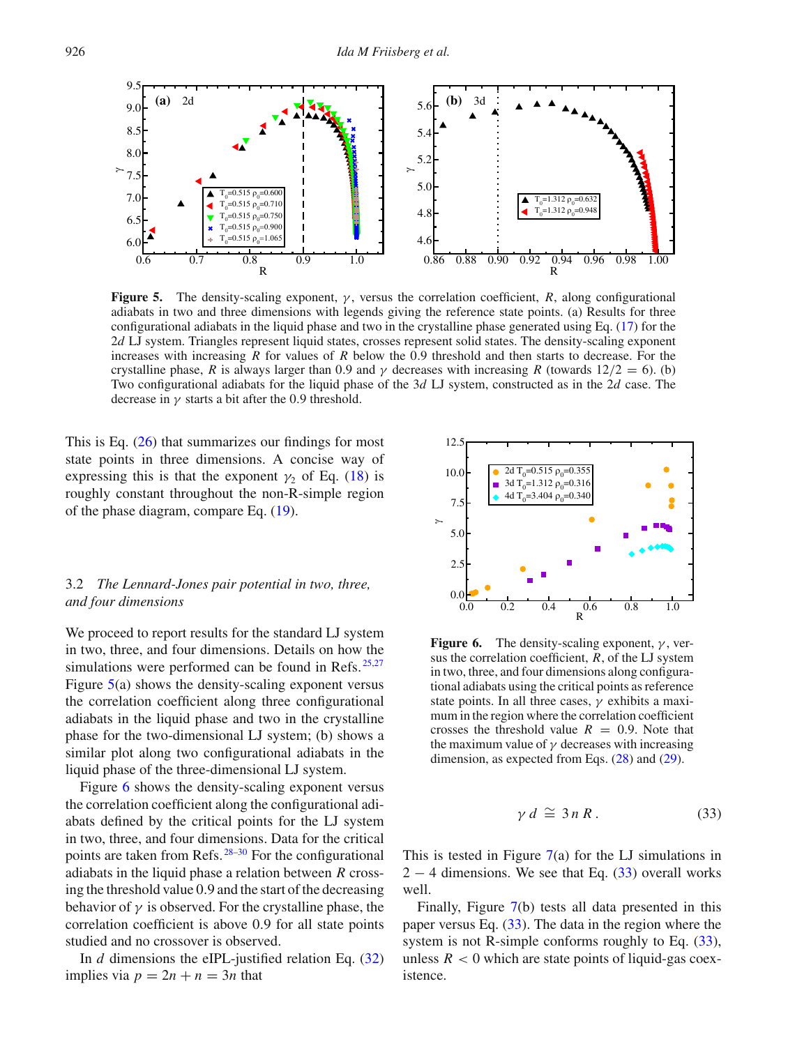**Figure 5.** The density-scaling exponent, $\gamma$, versus the correlation coefficient, $R$, along configurational adiabats in two and three dimensions with legends giving the reference state points. (a) Results for three configurational adiabats in the liquid phase and two in the crystalline phase generated using Eq. (17) for the 2$d$ LJ system. Triangles represent liquid states, crosses represent solid states. The density-scaling exponent increases with increasing $R$ for values of $R$ below the 0.9 threshold and then starts to decrease. For the crystalline phase, $R$ is always larger than 0.9 and $\gamma$ decreases with increasing $R$ (towards $12/2 = 6$). (b) Two configurational adiabats for the liquid phase of the 3$d$ LJ system, constructed as in the 2$d$ case. The decrease in $\gamma$ starts a bit after the 0.9 threshold.

This is Eq. (26) that summarizes our findings for most state points in three dimensions. A concise way of expressing this is that the exponent $\gamma_2$ of Eq. (18) is roughly constant throughout the non-R-simple region of the phase diagram, compare Eq. (19).

### 3.2 *The Lennard-Jones pair potential in two, three, and four dimensions*

We proceed to report results for the standard LJ system in two, three, and four dimensions. Details on how the simulations were performed can be found in Refs.[25,27] Figure 5(a) shows the density-scaling exponent versus the correlation coefficient along three configurational adiabats in the liquid phase and two in the crystalline phase for the two-dimensional LJ system; (b) shows a similar plot along two configurational adiabats in the liquid phase of the three-dimensional LJ system.

Figure 6 shows the density-scaling exponent versus the correlation coefficient along the configurational adiabats defined by the critical points for the LJ system in two, three, and four dimensions. Data for the critical points are taken from Refs.[28–30] For the configurational adiabats in the liquid phase a relation between $R$ crossing the threshold value 0.9 and the start of the decreasing behavior of $\gamma$ is observed. For the crystalline phase, the correlation coefficient is above 0.9 for all state points studied and no crossover is observed.

In $d$ dimensions the eIPL-justified relation Eq. (32) implies via $p = 2n + n = 3n$ that

**Figure 6.** The density-scaling exponent, $\gamma$, versus the correlation coefficient, $R$, of the LJ system in two, three, and four dimensions along configurational adiabats using the critical points as reference state points. In all three cases, $\gamma$ exhibits a maximum in the region where the correlation coefficient crosses the threshold value $R = 0.9$. Note that the maximum value of $\gamma$ decreases with increasing dimension, as expected from Eqs. (28) and (29).

$$\gamma\, d \cong 3\, n\, R\,. \tag{33}$$

This is tested in Figure 7(a) for the LJ simulations in $2 - 4$ dimensions. We see that Eq. (33) overall works well.

Finally, Figure 7(b) tests all data presented in this paper versus Eq. (33). The data in the region where the system is not R-simple conforms roughly to Eq. (33), unless $R < 0$ which are state points of liquid-gas coexistence.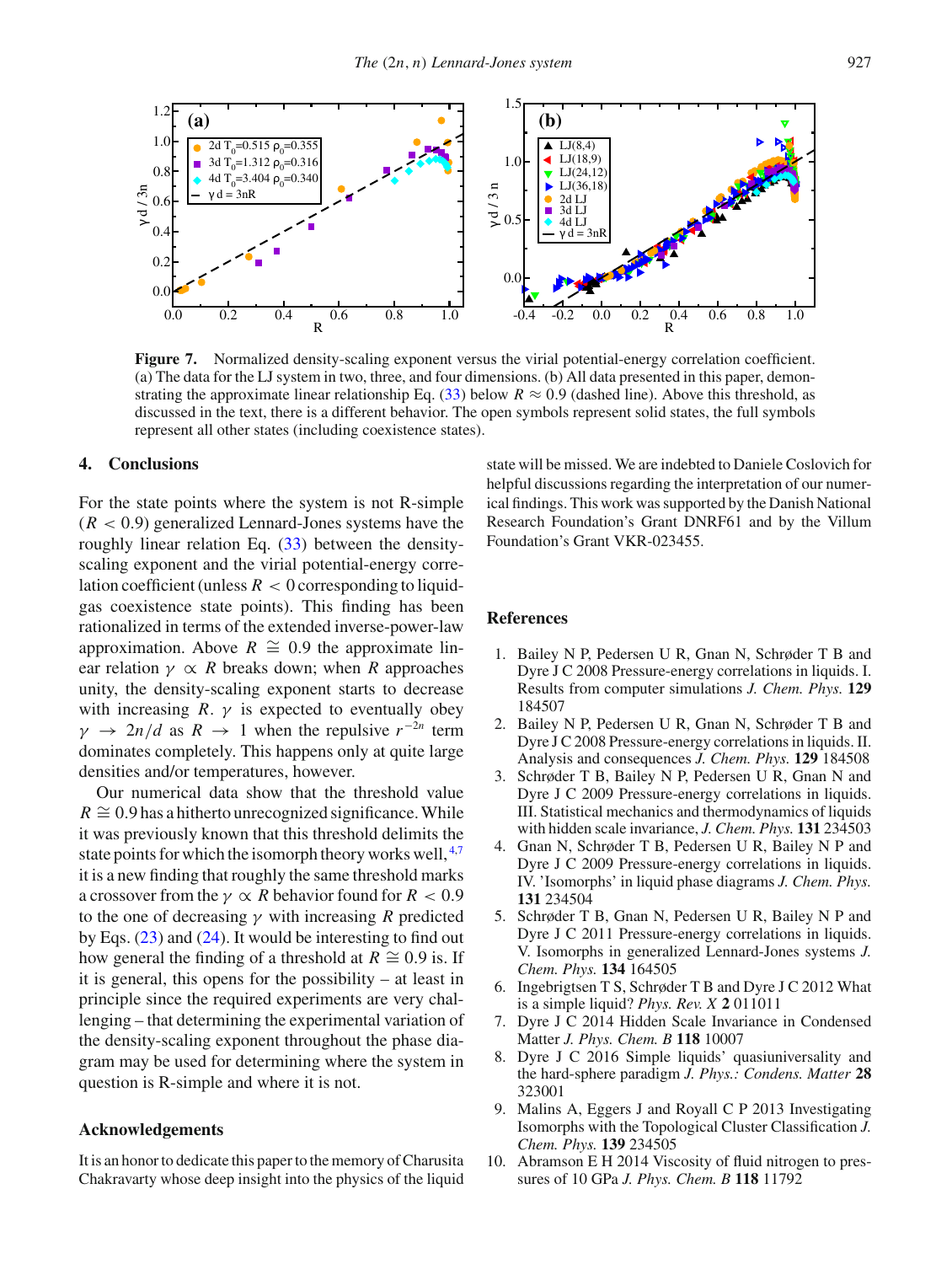**Figure 7.** Normalized density-scaling exponent versus the virial potential-energy correlation coefficient. (a) The data for the LJ system in two, three, and four dimensions. (b) All data presented in this paper, demonstrating the approximate linear relationship Eq. (33) below $R \approx 0.9$ (dashed line). Above this threshold, as discussed in the text, there is a different behavior. The open symbols represent solid states, the full symbols represent all other states (including coexistence states).

## 4. Conclusions

For the state points where the system is not R-simple ($R < 0.9$) generalized Lennard-Jones systems have the roughly linear relation Eq. (33) between the density-scaling exponent and the virial potential-energy correlation coefficient (unless $R < 0$ corresponding to liquid-gas coexistence state points). This finding has been rationalized in terms of the extended inverse-power-law approximation. Above $R \cong 0.9$ the approximate linear relation $\gamma \propto R$ breaks down; when $R$ approaches unity, the density-scaling exponent starts to decrease with increasing $R$. $\gamma$ is expected to eventually obey $\gamma \to 2n/d$ as $R \to 1$ when the repulsive $r^{-2n}$ term dominates completely. This happens only at quite large densities and/or temperatures, however.

Our numerical data show that the threshold value $R \cong 0.9$ has a hitherto unrecognized significance. While it was previously known that this threshold delimits the state points for which the isomorph theory works well,[4,7] it is a new finding that roughly the same threshold marks a crossover from the $\gamma \propto R$ behavior found for $R < 0.9$ to the one of decreasing $\gamma$ with increasing $R$ predicted by Eqs. (23) and (24). It would be interesting to find out how general the finding of a threshold at $R \cong 0.9$ is. If it is general, this opens for the possibility – at least in principle since the required experiments are very challenging – that determining the experimental variation of the density-scaling exponent throughout the phase diagram may be used for determining where the system in question is R-simple and where it is not.

## Acknowledgements

It is an honor to dedicate this paper to the memory of Charusita Chakravarty whose deep insight into the physics of the liquid state will be missed. We are indebted to Daniele Coslovich for helpful discussions regarding the interpretation of our numerical findings. This work was supported by the Danish National Research Foundation's Grant DNRF61 and by the Villum Foundation's Grant VKR-023455.

## References

1. Bailey N P, Pedersen U R, Gnan N, Schrøder T B and Dyre J C 2008 Pressure-energy correlations in liquids. I. Results from computer simulations *J. Chem. Phys.* **129** 184507
2. Bailey N P, Pedersen U R, Gnan N, Schrøder T B and Dyre J C 2008 Pressure-energy correlations in liquids. II. Analysis and consequences *J. Chem. Phys.* **129** 184508
3. Schrøder T B, Bailey N P, Pedersen U R, Gnan N and Dyre J C 2009 Pressure-energy correlations in liquids. III. Statistical mechanics and thermodynamics of liquids with hidden scale invariance, *J. Chem. Phys.* **131** 234503
4. Gnan N, Schrøder T B, Pedersen U R, Bailey N P and Dyre J C 2009 Pressure-energy correlations in liquids. IV. 'Isomorphs' in liquid phase diagrams *J. Chem. Phys.* **131** 234504
5. Schrøder T B, Gnan N, Pedersen U R, Bailey N P and Dyre J C 2011 Pressure-energy correlations in liquids. V. Isomorphs in generalized Lennard-Jones systems *J. Chem. Phys.* **134** 164505
6. Ingebrigtsen T S, Schrøder T B and Dyre J C 2012 What is a simple liquid? *Phys. Rev. X* **2** 011011
7. Dyre J C 2014 Hidden Scale Invariance in Condensed Matter *J. Phys. Chem. B* **118** 10007
8. Dyre J C 2016 Simple liquids' quasiuniversality and the hard-sphere paradigm *J. Phys.: Condens. Matter* **28** 323001
9. Malins A, Eggers J and Royall C P 2013 Investigating Isomorphs with the Topological Cluster Classification *J. Chem. Phys.* **139** 234505
10. Abramson E H 2014 Viscosity of fluid nitrogen to pressures of 10 GPa *J. Phys. Chem. B* **118** 11792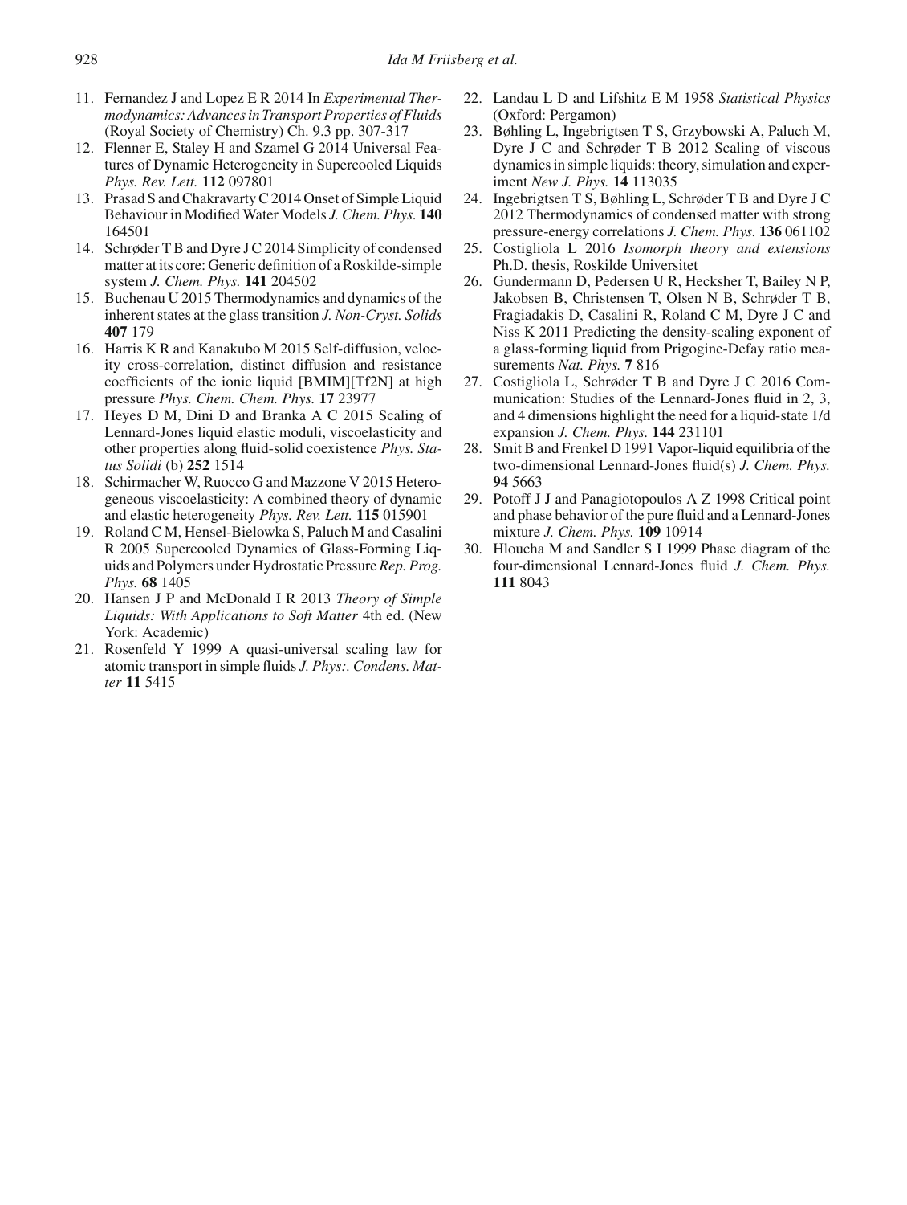11. Fernandez J and Lopez E R 2014 In *Experimental Thermodynamics: Advances in Transport Properties of Fluids* (Royal Society of Chemistry) Ch. 9.3 pp. 307-317
12. Flenner E, Staley H and Szamel G 2014 Universal Features of Dynamic Heterogeneity in Supercooled Liquids *Phys. Rev. Lett.* **112** 097801
13. Prasad S and Chakravarty C 2014 Onset of Simple Liquid Behaviour in Modified Water Models *J. Chem. Phys.* **140** 164501
14. Schrøder T B and Dyre J C 2014 Simplicity of condensed matter at its core: Generic definition of a Roskilde-simple system *J. Chem. Phys.* **141** 204502
15. Buchenau U 2015 Thermodynamics and dynamics of the inherent states at the glass transition *J. Non-Cryst. Solids* **407** 179
16. Harris K R and Kanakubo M 2015 Self-diffusion, velocity cross-correlation, distinct diffusion and resistance coefficients of the ionic liquid [BMIM][Tf2N] at high pressure *Phys. Chem. Chem. Phys.* **17** 23977
17. Heyes D M, Dini D and Branka A C 2015 Scaling of Lennard-Jones liquid elastic moduli, viscoelasticity and other properties along fluid-solid coexistence *Phys. Status Solidi* (b) **252** 1514
18. Schirmacher W, Ruocco G and Mazzone V 2015 Heterogeneous viscoelasticity: A combined theory of dynamic and elastic heterogeneity *Phys. Rev. Lett.* **115** 015901
19. Roland C M, Hensel-Bielowka S, Paluch M and Casalini R 2005 Supercooled Dynamics of Glass-Forming Liquids and Polymers under Hydrostatic Pressure *Rep. Prog. Phys.* **68** 1405
20. Hansen J P and McDonald I R 2013 *Theory of Simple Liquids: With Applications to Soft Matter* 4th ed. (New York: Academic)
21. Rosenfeld Y 1999 A quasi-universal scaling law for atomic transport in simple fluids *J. Phys:. Condens. Matter* **11** 5415
22. Landau L D and Lifshitz E M 1958 *Statistical Physics* (Oxford: Pergamon)
23. Bøhling L, Ingebrigtsen T S, Grzybowski A, Paluch M, Dyre J C and Schrøder T B 2012 Scaling of viscous dynamics in simple liquids: theory, simulation and experiment *New J. Phys.* **14** 113035
24. Ingebrigtsen T S, Bøhling L, Schrøder T B and Dyre J C 2012 Thermodynamics of condensed matter with strong pressure-energy correlations *J. Chem. Phys.* **136** 061102
25. Costigliola L 2016 *Isomorph theory and extensions* Ph.D. thesis, Roskilde Universitet
26. Gundermann D, Pedersen U R, Hecksher T, Bailey N P, Jakobsen B, Christensen T, Olsen N B, Schrøder T B, Fragiadakis D, Casalini R, Roland C M, Dyre J C and Niss K 2011 Predicting the density-scaling exponent of a glass-forming liquid from Prigogine-Defay ratio measurements *Nat. Phys.* **7** 816
27. Costigliola L, Schrøder T B and Dyre J C 2016 Communication: Studies of the Lennard-Jones fluid in 2, 3, and 4 dimensions highlight the need for a liquid-state 1/d expansion *J. Chem. Phys.* **144** 231101
28. Smit B and Frenkel D 1991 Vapor-liquid equilibria of the two-dimensional Lennard-Jones fluid(s) *J. Chem. Phys.* **94** 5663
29. Potoff J J and Panagiotopoulos A Z 1998 Critical point and phase behavior of the pure fluid and a Lennard-Jones mixture *J. Chem. Phys.* **109** 10914
30. Hloucha M and Sandler S I 1999 Phase diagram of the four-dimensional Lennard-Jones fluid *J. Chem. Phys.* **111** 8043